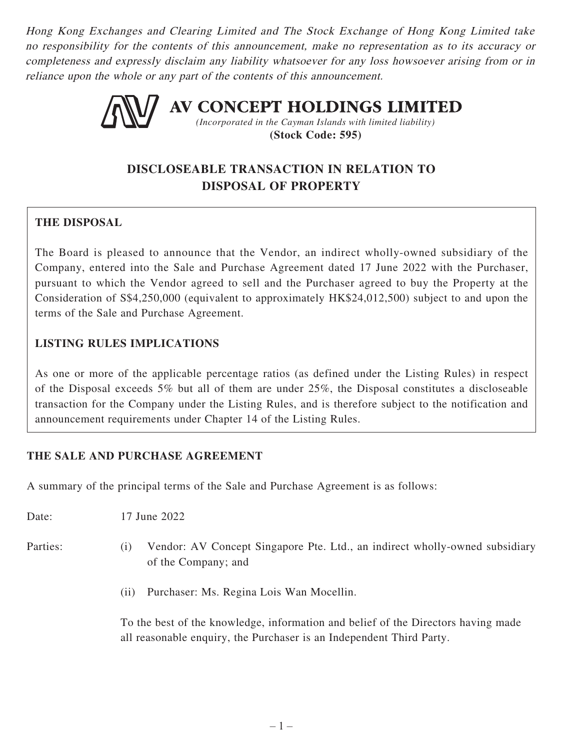*Hong Kong Exchanges and Clearing Limited and The Stock Exchange of Hong Kong Limited take no responsibility for the contents of this announcement, make no representation as to its accuracy or completeness and expressly disclaim any liability whatsoever for any loss howsoever arising from or in reliance upon the whole or any part of the contents of this announcement.*

# AV CONCEPT HOLDINGS LIMITED

*(Incorporated in the Cayman Islands with limited liability)*

**(Stock Code: 595)**

## DISCLOSEABLE TRANSACTION IN RELATION TO DISPOSAL OF PROPERTY

### THE DISPOSAL

The Board is pleased to announce that the Vendor, an indirect wholly-owned subsidiary of the Company, entered into the Sale and Purchase Agreement dated 17 June 2022 with the Purchaser, pursuant to which the Vendor agreed to sell and the Purchaser agreed to buy the Property at the Consideration of S$4,250,000 (equivalent to approximately HK$24,012,500) subject to and upon the terms of the Sale and Purchase Agreement.

### LISTING RULES IMPLICATIONS

As one or more of the applicable percentage ratios (as defined under the Listing Rules) in respect of the Disposal exceeds 5% but all of them are under 25%, the Disposal constitutes a discloseable transaction for the Company under the Listing Rules, and is therefore subject to the notification and announcement requirements under Chapter 14 of the Listing Rules.

### THE SALE AND PURCHASE AGREEMENT

A summary of the principal terms of the Sale and Purchase Agreement is as follows:

Date: 17 June 2022

Parties:

(i) Vendor: AV Concept Singapore Pte. Ltd., an indirect wholly-owned subsidiary of the Company; and

(ii) Purchaser: Ms. Regina Lois Wan Mocellin.

To the best of the knowledge, information and belief of the Directors having made all reasonable enquiry, the Purchaser is an Independent Third Party.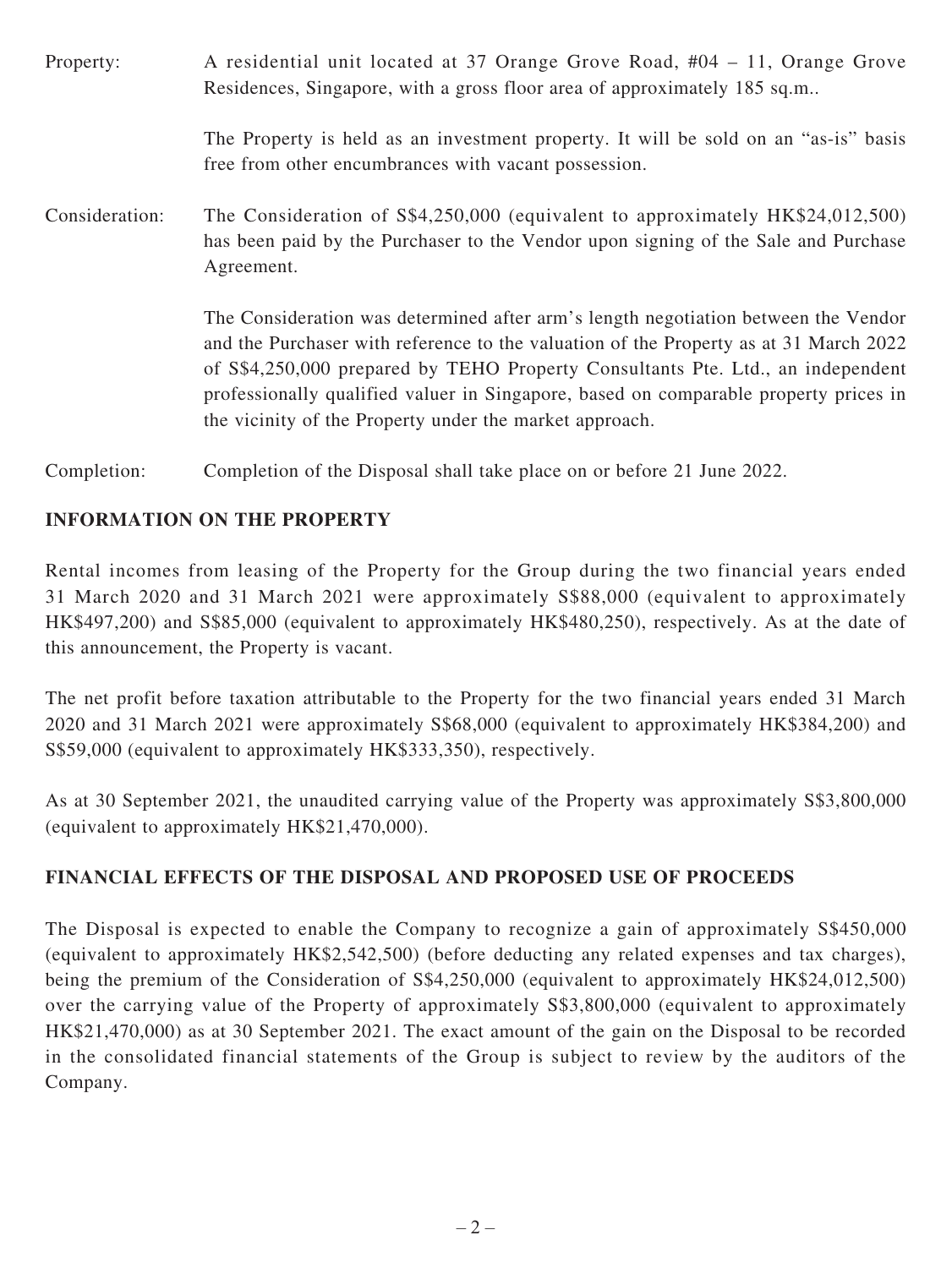Property: A residential unit located at 37 Orange Grove Road, #04 – 11, Orange Grove Residences, Singapore, with a gross floor area of approximately 185 sq.m..

The Property is held as an investment property. It will be sold on an "as-is" basis free from other encumbrances with vacant possession.

Consideration: The Consideration of S$4,250,000 (equivalent to approximately HK$24,012,500) has been paid by the Purchaser to the Vendor upon signing of the Sale and Purchase Agreement.

The Consideration was determined after arm's length negotiation between the Vendor and the Purchaser with reference to the valuation of the Property as at 31 March 2022 of S$4,250,000 prepared by TEHO Property Consultants Pte. Ltd., an independent professionally qualified valuer in Singapore, based on comparable property prices in the vicinity of the Property under the market approach.

Completion: Completion of the Disposal shall take place on or before 21 June 2022.

## INFORMATION ON THE PROPERTY

Rental incomes from leasing of the Property for the Group during the two financial years ended 31 March 2020 and 31 March 2021 were approximately S$88,000 (equivalent to approximately HK$497,200) and S$85,000 (equivalent to approximately HK$480,250), respectively. As at the date of this announcement, the Property is vacant.

The net profit before taxation attributable to the Property for the two financial years ended 31 March 2020 and 31 March 2021 were approximately S$68,000 (equivalent to approximately HK$384,200) and S$59,000 (equivalent to approximately HK$333,350), respectively.

As at 30 September 2021, the unaudited carrying value of the Property was approximately S$3,800,000 (equivalent to approximately HK$21,470,000).

## FINANCIAL EFFECTS OF THE DISPOSAL AND PROPOSED USE OF PROCEEDS

The Disposal is expected to enable the Company to recognize a gain of approximately S$450,000 (equivalent to approximately HK$2,542,500) (before deducting any related expenses and tax charges), being the premium of the Consideration of S$4,250,000 (equivalent to approximately HK$24,012,500) over the carrying value of the Property of approximately S$3,800,000 (equivalent to approximately HK$21,470,000) as at 30 September 2021. The exact amount of the gain on the Disposal to be recorded in the consolidated financial statements of the Group is subject to review by the auditors of the Company.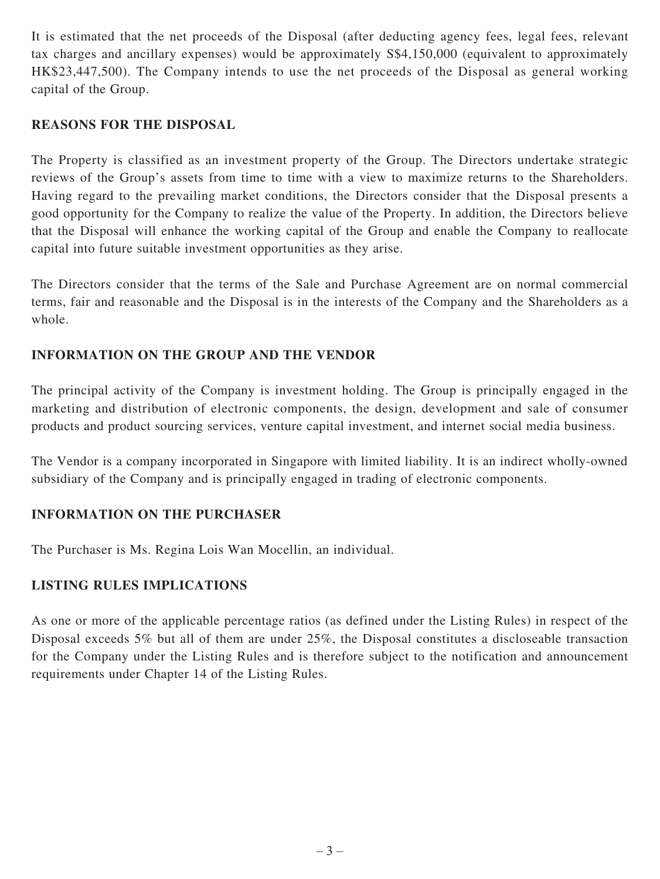It is estimated that the net proceeds of the Disposal (after deducting agency fees, legal fees, relevant tax charges and ancillary expenses) would be approximately S$4,150,000 (equivalent to approximately HK$23,447,500). The Company intends to use the net proceeds of the Disposal as general working capital of the Group.

## REASONS FOR THE DISPOSAL

The Property is classified as an investment property of the Group. The Directors undertake strategic reviews of the Group's assets from time to time with a view to maximize returns to the Shareholders. Having regard to the prevailing market conditions, the Directors consider that the Disposal presents a good opportunity for the Company to realize the value of the Property. In addition, the Directors believe that the Disposal will enhance the working capital of the Group and enable the Company to reallocate capital into future suitable investment opportunities as they arise.

The Directors consider that the terms of the Sale and Purchase Agreement are on normal commercial terms, fair and reasonable and the Disposal is in the interests of the Company and the Shareholders as a whole.

## INFORMATION ON THE GROUP AND THE VENDOR

The principal activity of the Company is investment holding. The Group is principally engaged in the marketing and distribution of electronic components, the design, development and sale of consumer products and product sourcing services, venture capital investment, and internet social media business.

The Vendor is a company incorporated in Singapore with limited liability. It is an indirect wholly-owned subsidiary of the Company and is principally engaged in trading of electronic components.

## INFORMATION ON THE PURCHASER

The Purchaser is Ms. Regina Lois Wan Mocellin, an individual.

## LISTING RULES IMPLICATIONS

As one or more of the applicable percentage ratios (as defined under the Listing Rules) in respect of the Disposal exceeds 5% but all of them are under 25%, the Disposal constitutes a discloseable transaction for the Company under the Listing Rules and is therefore subject to the notification and announcement requirements under Chapter 14 of the Listing Rules.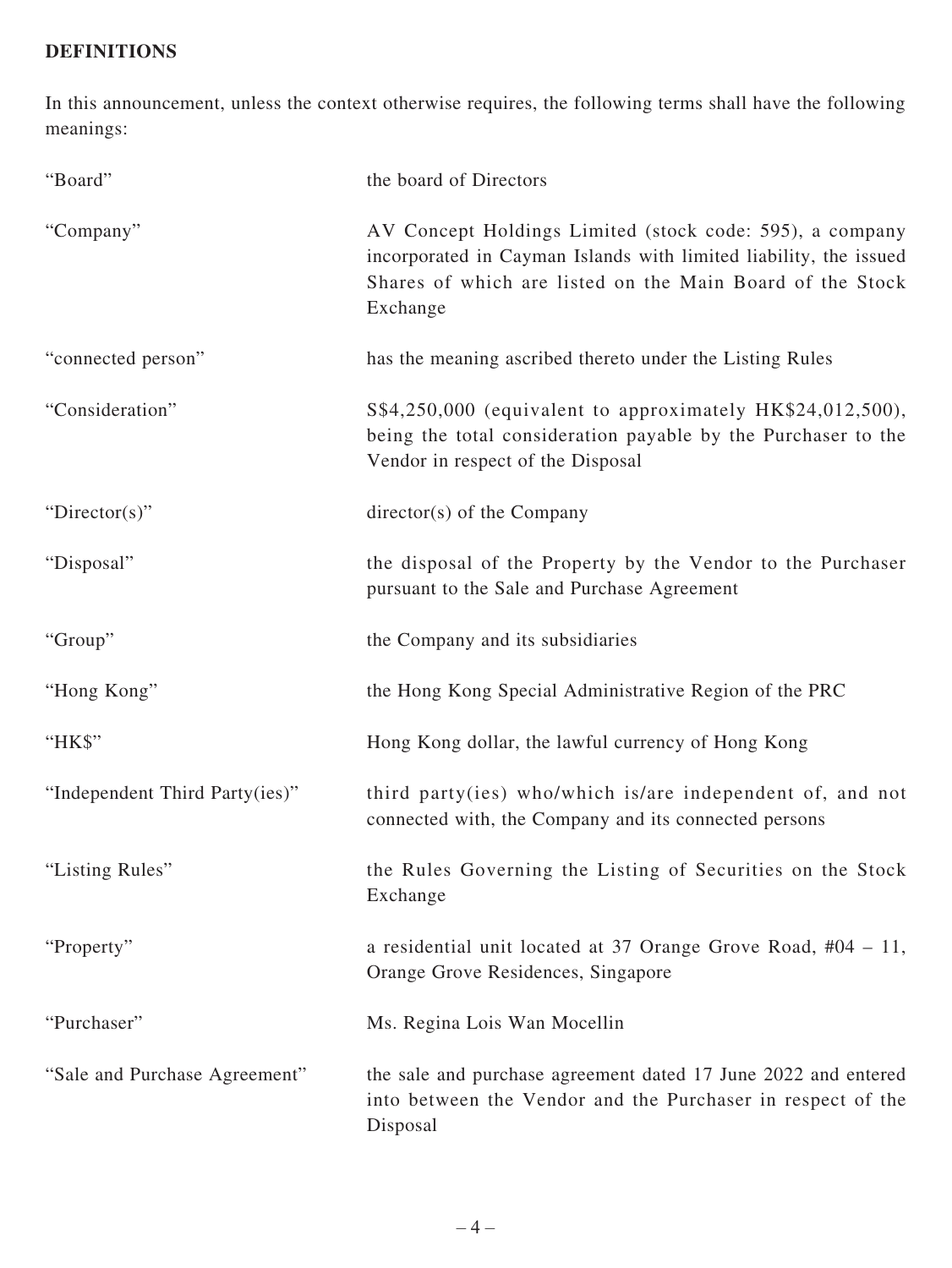**DEFINITIONS**

In this announcement, unless the context otherwise requires, the following terms shall have the following meanings:

| | |
|---|---|
| "Board" | the board of Directors |
| "Company" | AV Concept Holdings Limited (stock code: 595), a company incorporated in Cayman Islands with limited liability, the issued Shares of which are listed on the Main Board of the Stock Exchange |
| "connected person" | has the meaning ascribed thereto under the Listing Rules |
| "Consideration" | S$4,250,000 (equivalent to approximately HK$24,012,500), being the total consideration payable by the Purchaser to the Vendor in respect of the Disposal |
| "Director(s)" | director(s) of the Company |
| "Disposal" | the disposal of the Property by the Vendor to the Purchaser pursuant to the Sale and Purchase Agreement |
| "Group" | the Company and its subsidiaries |
| "Hong Kong" | the Hong Kong Special Administrative Region of the PRC |
| "HK$" | Hong Kong dollar, the lawful currency of Hong Kong |
| "Independent Third Party(ies)" | third party(ies) who/which is/are independent of, and not connected with, the Company and its connected persons |
| "Listing Rules" | the Rules Governing the Listing of Securities on the Stock Exchange |
| "Property" | a residential unit located at 37 Orange Grove Road, #04 – 11, Orange Grove Residences, Singapore |
| "Purchaser" | Ms. Regina Lois Wan Mocellin |
| "Sale and Purchase Agreement" | the sale and purchase agreement dated 17 June 2022 and entered into between the Vendor and the Purchaser in respect of the Disposal |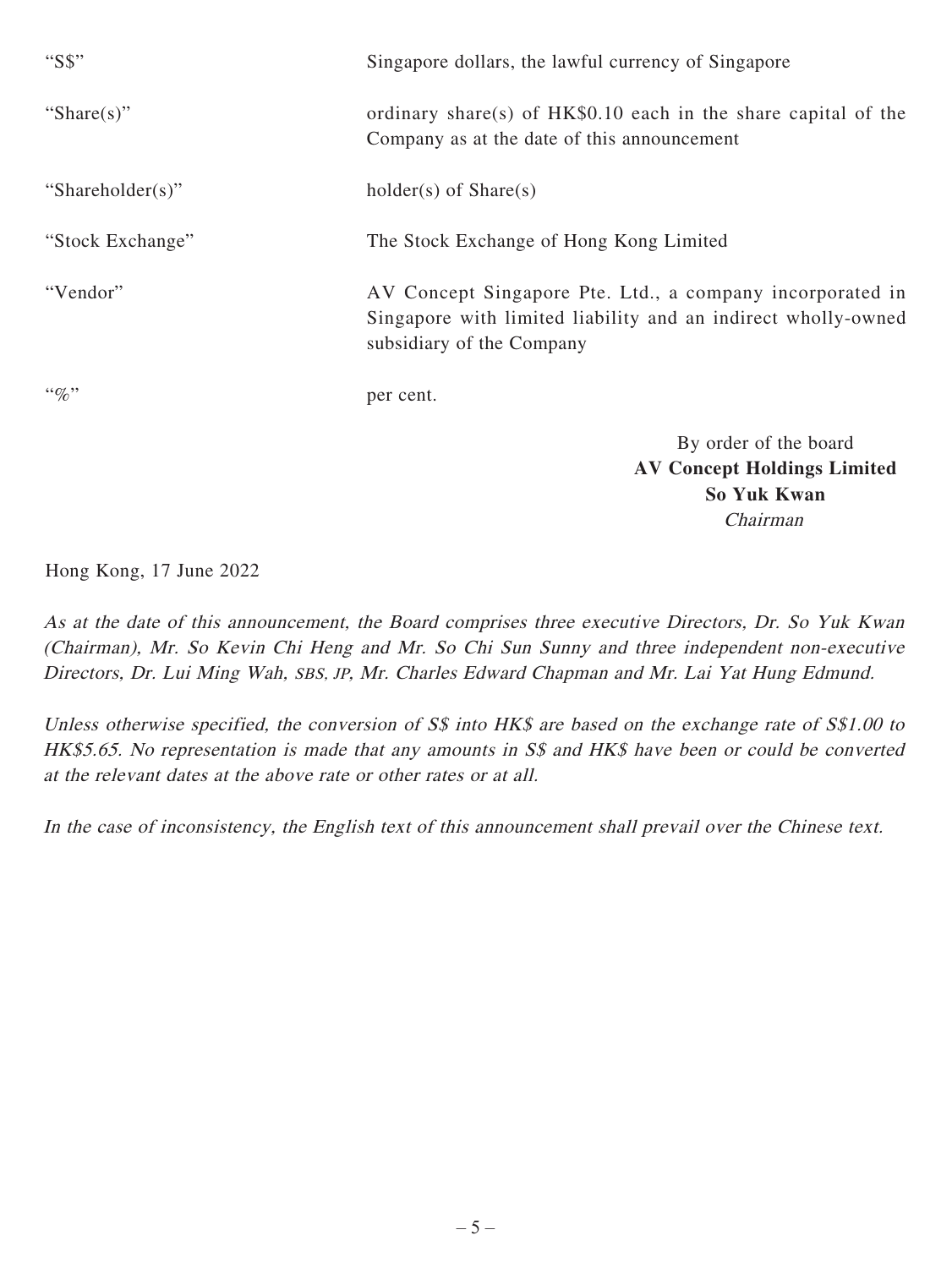| | |
|---|---|
| "S$" | Singapore dollars, the lawful currency of Singapore |
| "Share(s)" | ordinary share(s) of HK$0.10 each in the share capital of the Company as at the date of this announcement |
| "Shareholder(s)" | holder(s) of Share(s) |
| "Stock Exchange" | The Stock Exchange of Hong Kong Limited |
| "Vendor" | AV Concept Singapore Pte. Ltd., a company incorporated in Singapore with limited liability and an indirect wholly-owned subsidiary of the Company |
| "%" | per cent. |

By order of the board
**AV Concept Holdings Limited**
**So Yuk Kwan**
*Chairman*

Hong Kong, 17 June 2022

*As at the date of this announcement, the Board comprises three executive Directors, Dr. So Yuk Kwan (Chairman), Mr. So Kevin Chi Heng and Mr. So Chi Sun Sunny and three independent non-executive Directors, Dr. Lui Ming Wah, SBS, JP, Mr. Charles Edward Chapman and Mr. Lai Yat Hung Edmund.*

*Unless otherwise specified, the conversion of S$ into HK$ are based on the exchange rate of S$1.00 to HK$5.65. No representation is made that any amounts in S$ and HK$ have been or could be converted at the relevant dates at the above rate or other rates or at all.*

*In the case of inconsistency, the English text of this announcement shall prevail over the Chinese text.*